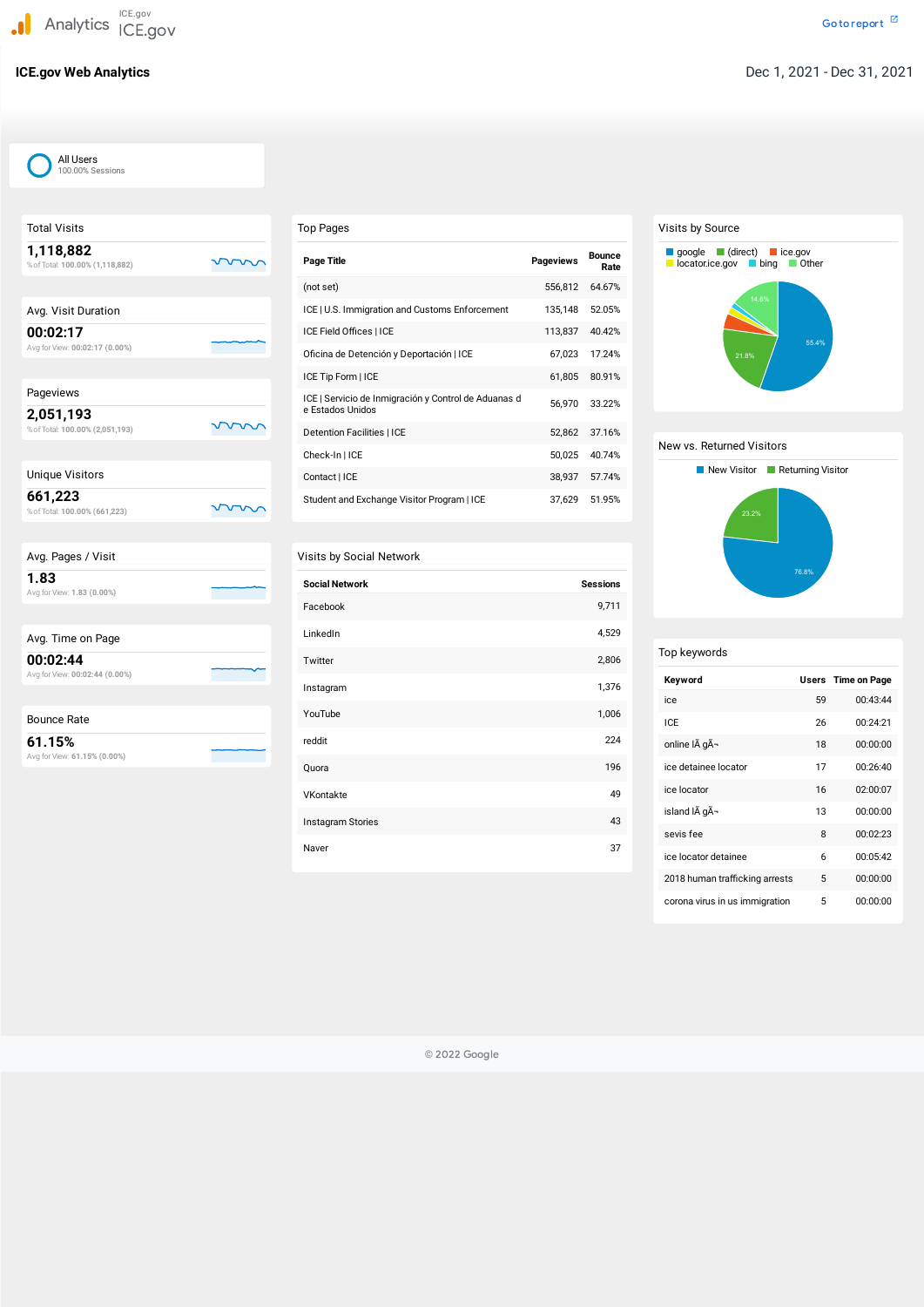Analytics ICE.gov ICE.gov

Go to report

# ICE.gov Web Analytics

Dec 1, 2021 - Dec 31, 2021

All Users
100.00% Sessions

## Total Visits

**1,118,882**

% of Total: 100.00% (1,118,882)

## Avg. Visit Duration

**00:02:17**

Avg for View: 00:02:17 (0.00%)

## Pageviews

**2,051,193**

% of Total: 100.00% (2,051,193)

## Unique Visitors

**661,223**

% of Total: 100.00% (661,223)

## Avg. Pages / Visit

**1.83**

Avg for View: 1.83 (0.00%)

## Avg. Time on Page

**00:02:44**

Avg for View: 00:02:44 (0.00%)

## Bounce Rate

**61.15%**

Avg for View: 61.15% (0.00%)

## Top Pages

| Page Title | Pageviews | Bounce Rate |
|---|---|---|
| (not set) | 556,812 | 64.67% |
| ICE \| U.S. Immigration and Customs Enforcement | 135,148 | 52.05% |
| ICE Field Offices \| ICE | 113,837 | 40.42% |
| Oficina de Detención y Deportación \| ICE | 67,023 | 17.24% |
| ICE Tip Form \| ICE | 61,805 | 80.91% |
| ICE \| Servicio de Inmigración y Control de Aduanas de Estados Unidos | 56,970 | 33.22% |
| Detention Facilities \| ICE | 52,862 | 37.16% |
| Check-In \| ICE | 50,025 | 40.74% |
| Contact \| ICE | 38,937 | 57.74% |
| Student and Exchange Visitor Program \| ICE | 37,629 | 51.95% |

## Visits by Social Network

| Social Network | Sessions |
|---|---|
| Facebook | 9,711 |
| LinkedIn | 4,529 |
| Twitter | 2,806 |
| Instagram | 1,376 |
| YouTube | 1,006 |
| reddit | 224 |
| Quora | 196 |
| VKontakte | 49 |
| Instagram Stories | 43 |
| Naver | 37 |

## Visits by Source

google, (direct), ice.gov, locator.ice.gov, bing, Other

55.4% | 21.8% | 14.6%

## New vs. Returned Visitors

New Visitor, Returning Visitor

76.8% | 23.2%

## Top keywords

| Keyword | Users | Time on Page |
|---|---|---|
| ice | 59 | 00:43:44 |
| ICE | 26 | 00:24:21 |
| online lÃ gÃ¬ | 18 | 00:00:00 |
| ice detainee locator | 17 | 00:26:40 |
| ice locator | 16 | 02:00:07 |
| island lÃ gÃ¬ | 13 | 00:00:00 |
| sevis fee | 8 | 00:02:23 |
| ice locator detainee | 6 | 00:05:42 |
| 2018 human trafficking arrests | 5 | 00:00:00 |
| corona virus in us immigration | 5 | 00:00:00 |

© 2022 Google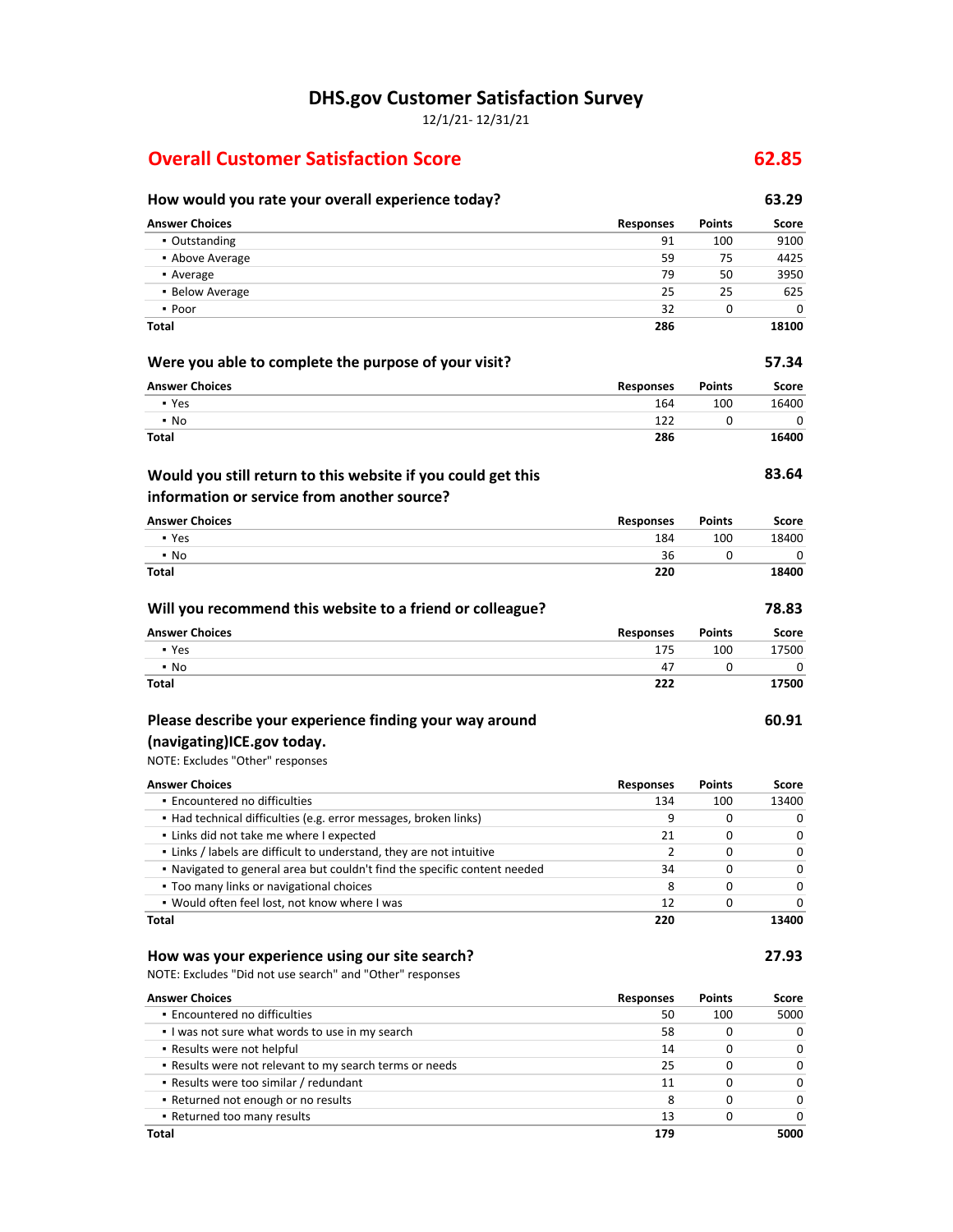# DHS.gov Customer Satisfaction Survey

12/1/21- 12/31/21

## Overall Customer Satisfaction Score — 62.85

### How would you rate your overall experience today? — 63.29

| Answer Choices | Responses | Points | Score |
|---|---|---|---|
| ▪ Outstanding | 91 | 100 | 9100 |
| ▪ Above Average | 59 | 75 | 4425 |
| ▪ Average | 79 | 50 | 3950 |
| ▪ Below Average | 25 | 25 | 625 |
| ▪ Poor | 32 | 0 | 0 |
| **Total** | **286** | | **18100** |

### Were you able to complete the purpose of your visit? — 57.34

| Answer Choices | Responses | Points | Score |
|---|---|---|---|
| ▪ Yes | 164 | 100 | 16400 |
| ▪ No | 122 | 0 | 0 |
| **Total** | **286** | | **16400** |

### Would you still return to this website if you could get this information or service from another source? — 83.64

| Answer Choices | Responses | Points | Score |
|---|---|---|---|
| ▪ Yes | 184 | 100 | 18400 |
| ▪ No | 36 | 0 | 0 |
| **Total** | **220** | | **18400** |

### Will you recommend this website to a friend or colleague? — 78.83

| Answer Choices | Responses | Points | Score |
|---|---|---|---|
| ▪ Yes | 175 | 100 | 17500 |
| ▪ No | 47 | 0 | 0 |
| **Total** | **222** | | **17500** |

### Please describe your experience finding your way around (navigating)ICE.gov today. — 60.91

NOTE: Excludes "Other" responses

| Answer Choices | Responses | Points | Score |
|---|---|---|---|
| ▪ Encountered no difficulties | 134 | 100 | 13400 |
| ▪ Had technical difficulties (e.g. error messages, broken links) | 9 | 0 | 0 |
| ▪ Links did not take me where I expected | 21 | 0 | 0 |
| ▪ Links / labels are difficult to understand, they are not intuitive | 2 | 0 | 0 |
| ▪ Navigated to general area but couldn't find the specific content needed | 34 | 0 | 0 |
| ▪ Too many links or navigational choices | 8 | 0 | 0 |
| ▪ Would often feel lost, not know where I was | 12 | 0 | 0 |
| **Total** | **220** | | **13400** |

### How was your experience using our site search? — 27.93

NOTE: Excludes "Did not use search" and "Other" responses

| Answer Choices | Responses | Points | Score |
|---|---|---|---|
| ▪ Encountered no difficulties | 50 | 100 | 5000 |
| ▪ I was not sure what words to use in my search | 58 | 0 | 0 |
| ▪ Results were not helpful | 14 | 0 | 0 |
| ▪ Results were not relevant to my search terms or needs | 25 | 0 | 0 |
| ▪ Results were too similar / redundant | 11 | 0 | 0 |
| ▪ Returned not enough or no results | 8 | 0 | 0 |
| ▪ Returned too many results | 13 | 0 | 0 |
| **Total** | **179** | | **5000** |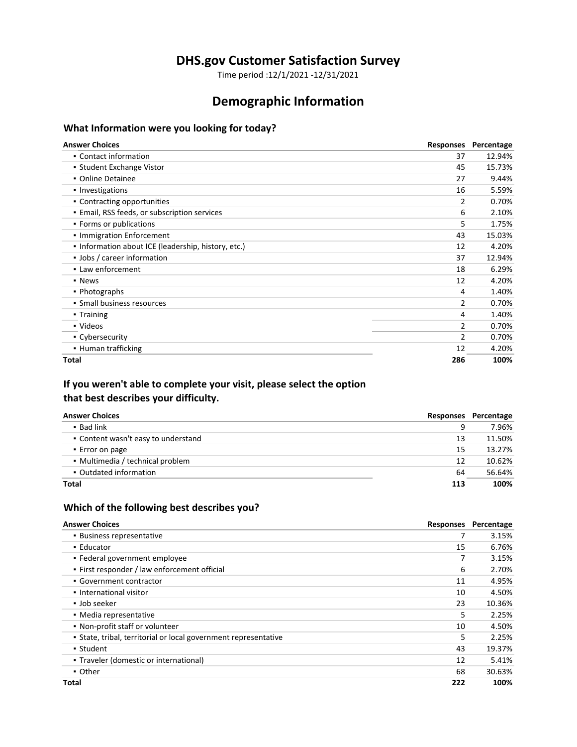# DHS.gov Customer Satisfaction Survey

Time period :12/1/2021 -12/31/2021

## Demographic Information

### What Information were you looking for today?

| Answer Choices | Responses | Percentage |
|---|---|---|
| ▪ Contact information | 37 | 12.94% |
| ▪ Student Exchange Vistor | 45 | 15.73% |
| ▪ Online Detainee | 27 | 9.44% |
| ▪ Investigations | 16 | 5.59% |
| ▪ Contracting opportunities | 2 | 0.70% |
| ▪ Email, RSS feeds, or subscription services | 6 | 2.10% |
| ▪ Forms or publications | 5 | 1.75% |
| ▪ Immigration Enforcement | 43 | 15.03% |
| ▪ Information about ICE (leadership, history, etc.) | 12 | 4.20% |
| ▪ Jobs / career information | 37 | 12.94% |
| ▪ Law enforcement | 18 | 6.29% |
| ▪ News | 12 | 4.20% |
| ▪ Photographs | 4 | 1.40% |
| ▪ Small business resources | 2 | 0.70% |
| ▪ Training | 4 | 1.40% |
| ▪ Videos | 2 | 0.70% |
| ▪ Cybersecurity | 2 | 0.70% |
| ▪ Human trafficking | 12 | 4.20% |
| **Total** | **286** | **100%** |

### If you weren't able to complete your visit, please select the option that best describes your difficulty.

| Answer Choices | Responses | Percentage |
|---|---|---|
| ▪ Bad link | 9 | 7.96% |
| ▪ Content wasn't easy to understand | 13 | 11.50% |
| ▪ Error on page | 15 | 13.27% |
| ▪ Multimedia / technical problem | 12 | 10.62% |
| ▪ Outdated information | 64 | 56.64% |
| **Total** | **113** | **100%** |

### Which of the following best describes you?

| Answer Choices | Responses | Percentage |
|---|---|---|
| ▪ Business representative | 7 | 3.15% |
| ▪ Educator | 15 | 6.76% |
| ▪ Federal government employee | 7 | 3.15% |
| ▪ First responder / law enforcement official | 6 | 2.70% |
| ▪ Government contractor | 11 | 4.95% |
| ▪ International visitor | 10 | 4.50% |
| ▪ Job seeker | 23 | 10.36% |
| ▪ Media representative | 5 | 2.25% |
| ▪ Non-profit staff or volunteer | 10 | 4.50% |
| ▪ State, tribal, territorial or local government representative | 5 | 2.25% |
| ▪ Student | 43 | 19.37% |
| ▪ Traveler (domestic or international) | 12 | 5.41% |
| ▪ Other | 68 | 30.63% |
| **Total** | **222** | **100%** |